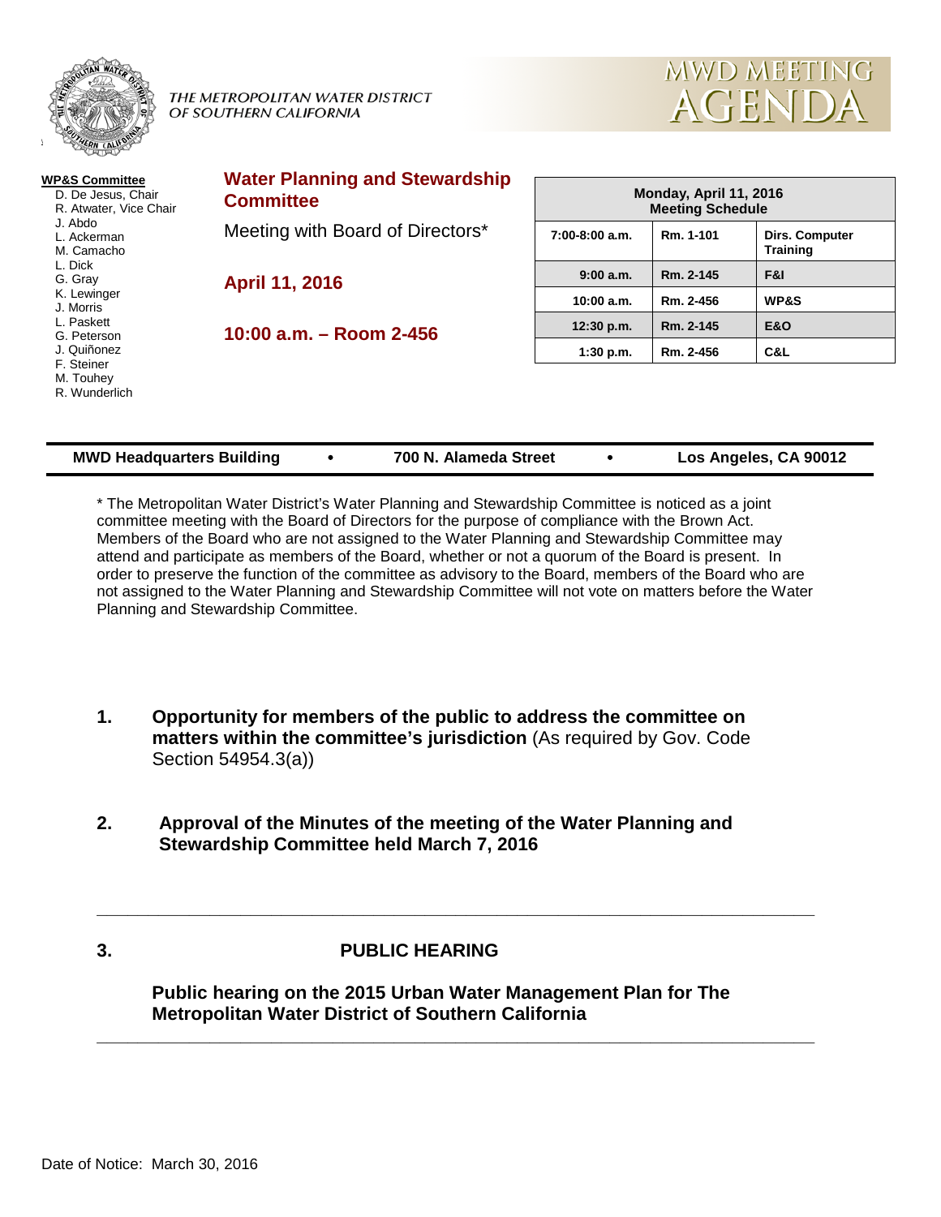THE METROPOLITAN WATER DISTRICT
OF SOUTHERN CALIFORNIA

# MWD MEETING AGENDA

**WP&S Committee**

- D. De Jesus, Chair
- R. Atwater, Vice Chair
- J. Abdo
- L. Ackerman
- M. Camacho
- L. Dick
- G. Gray
- K. Lewinger
- J. Morris
- L. Paskett
- G. Peterson
- J. Quiñonez
- F. Steiner
- M. Touhey
- R. Wunderlich

## Water Planning and Stewardship Committee

Meeting with Board of Directors*

**April 11, 2016**

**10:00 a.m. – Room 2-456**

| Monday, April 11, 2016 Meeting Schedule | | |
|---|---|---|
| 7:00-8:00 a.m. | Rm. 1-101 | Dirs. Computer Training |
| 9:00 a.m. | Rm. 2-145 | F&I |
| 10:00 a.m. | Rm. 2-456 | WP&S |
| 12:30 p.m. | Rm. 2-145 | E&O |
| 1:30 p.m. | Rm. 2-456 | C&L |

**MWD Headquarters Building • 700 N. Alameda Street • Los Angeles, CA 90012**

* The Metropolitan Water District's Water Planning and Stewardship Committee is noticed as a joint committee meeting with the Board of Directors for the purpose of compliance with the Brown Act. Members of the Board who are not assigned to the Water Planning and Stewardship Committee may attend and participate as members of the Board, whether or not a quorum of the Board is present. In order to preserve the function of the committee as advisory to the Board, members of the Board who are not assigned to the Water Planning and Stewardship Committee will not vote on matters before the Water Planning and Stewardship Committee.

**1. Opportunity for members of the public to address the committee on matters within the committee's jurisdiction** (As required by Gov. Code Section 54954.3(a))

**2. Approval of the Minutes of the meeting of the Water Planning and Stewardship Committee held March 7, 2016**

---

**3. PUBLIC HEARING**

**Public hearing on the 2015 Urban Water Management Plan for The Metropolitan Water District of Southern California**

---

Date of Notice: March 30, 2016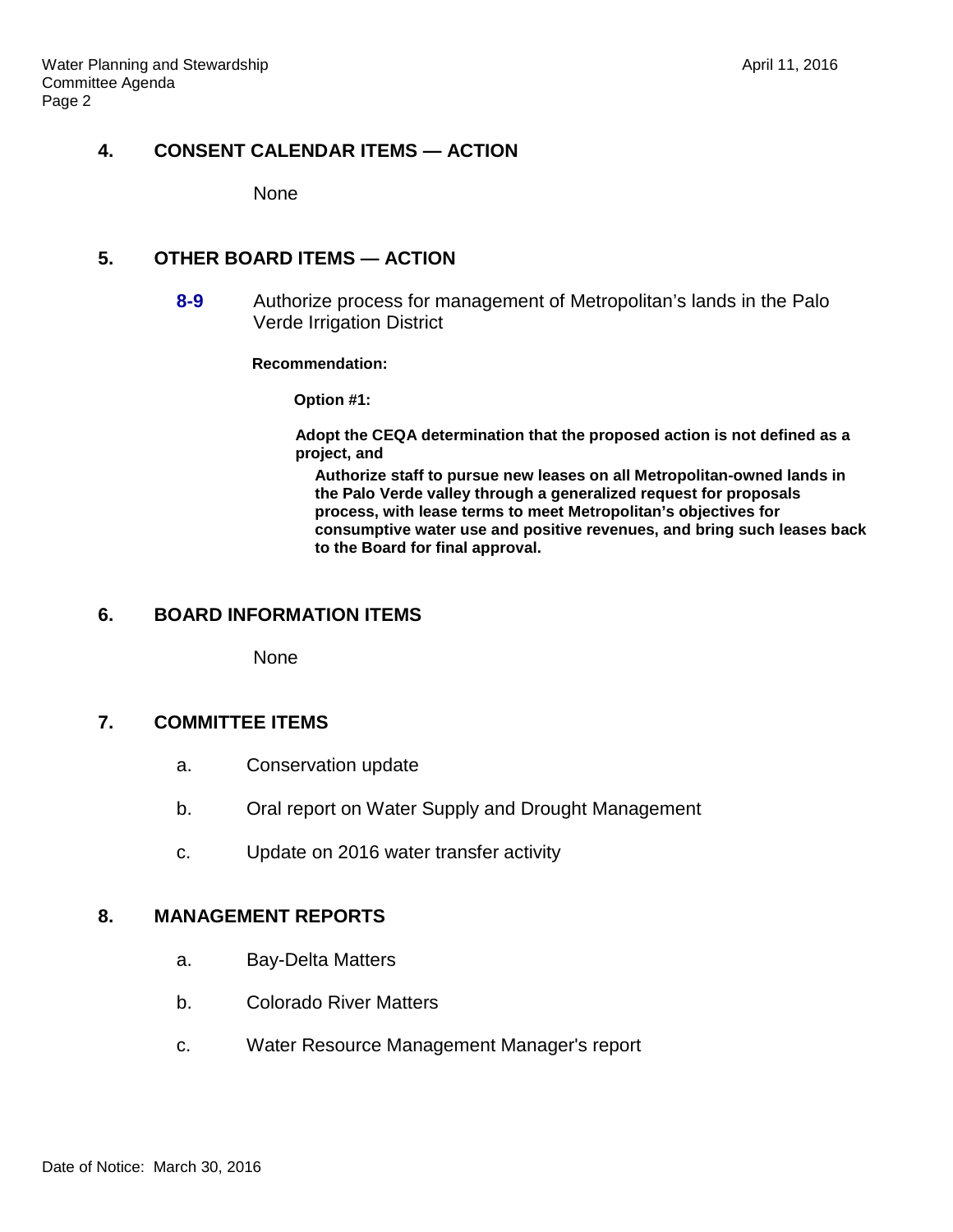## 4. CONSENT CALENDAR ITEMS — ACTION

None

## 5. OTHER BOARD ITEMS — ACTION

**8-9** Authorize process for management of Metropolitan's lands in the Palo Verde Irrigation District

**Recommendation:**

**Option #1:**

**Adopt the CEQA determination that the proposed action is not defined as a project, and**

**Authorize staff to pursue new leases on all Metropolitan-owned lands in the Palo Verde valley through a generalized request for proposals process, with lease terms to meet Metropolitan's objectives for consumptive water use and positive revenues, and bring such leases back to the Board for final approval.**

## 6. BOARD INFORMATION ITEMS

None

## 7. COMMITTEE ITEMS

a. Conservation update

b. Oral report on Water Supply and Drought Management

c. Update on 2016 water transfer activity

## 8. MANAGEMENT REPORTS

a. Bay-Delta Matters

b. Colorado River Matters

c. Water Resource Management Manager's report

Date of Notice: March 30, 2016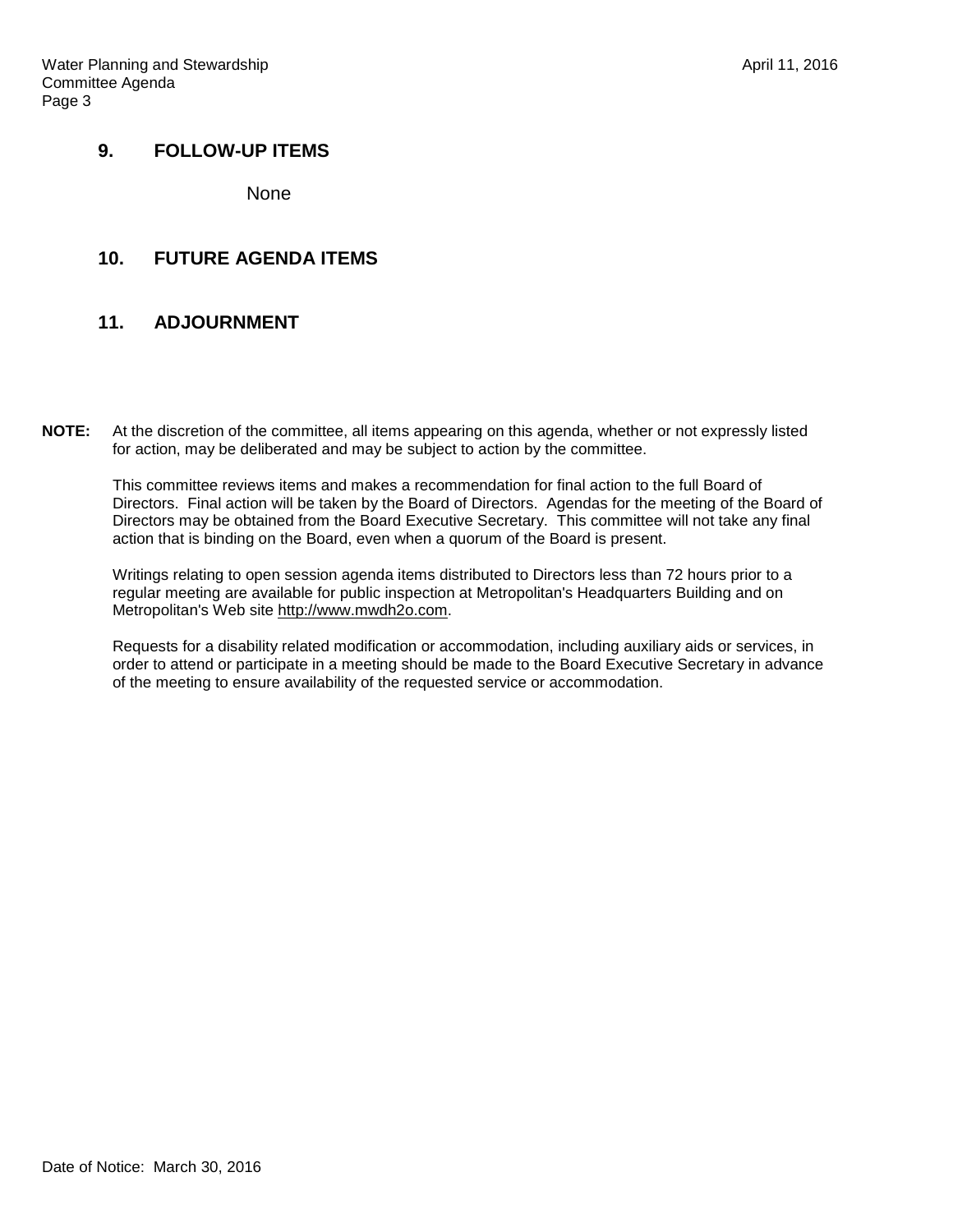## 9. FOLLOW-UP ITEMS

None

## 10. FUTURE AGENDA ITEMS

## 11. ADJOURNMENT

**NOTE:** At the discretion of the committee, all items appearing on this agenda, whether or not expressly listed for action, may be deliberated and may be subject to action by the committee.

This committee reviews items and makes a recommendation for final action to the full Board of Directors. Final action will be taken by the Board of Directors. Agendas for the meeting of the Board of Directors may be obtained from the Board Executive Secretary. This committee will not take any final action that is binding on the Board, even when a quorum of the Board is present.

Writings relating to open session agenda items distributed to Directors less than 72 hours prior to a regular meeting are available for public inspection at Metropolitan's Headquarters Building and on Metropolitan's Web site http://www.mwdh2o.com.

Requests for a disability related modification or accommodation, including auxiliary aids or services, in order to attend or participate in a meeting should be made to the Board Executive Secretary in advance of the meeting to ensure availability of the requested service or accommodation.

Date of Notice: March 30, 2016